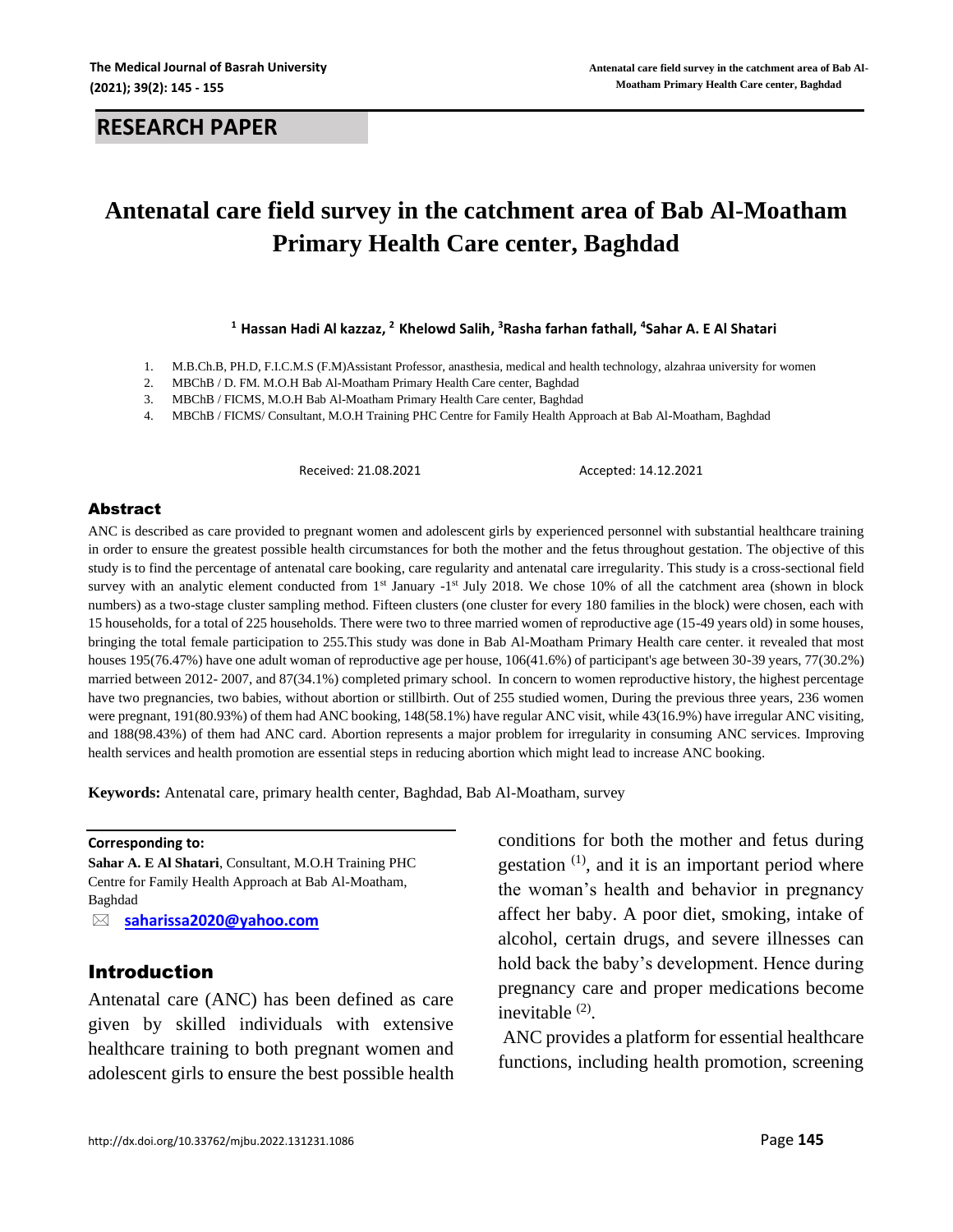## RESEARCH PAPER

# Antenatal care field survey in the catchment area of Bab Al-Moatham Primary Health Care center, Baghdad

[1] Hassan Hadi Al kazzaz, [2] Khelowd Salih, [3]Rasha farhan fathall, [4]Sahar A. E Al Shatari

1. M.B.Ch.B, PH.D, F.I.C.M.S (F.M)Assistant Professor, anasthesia, medical and health technology, alzahraa university for women
2. MBChB / D. FM. M.O.H Bab Al-Moatham Primary Health Care center, Baghdad
3. MBChB / FICMS, M.O.H Bab Al-Moatham Primary Health Care center, Baghdad
4. MBChB / FICMS/ Consultant, M.O.H Training PHC Centre for Family Health Approach at Bab Al-Moatham, Baghdad

Received: 21.08.2021 Accepted: 14.12.2021

## Abstract

ANC is described as care provided to pregnant women and adolescent girls by experienced personnel with substantial healthcare training in order to ensure the greatest possible health circumstances for both the mother and the fetus throughout gestation. The objective of this study is to find the percentage of antenatal care booking, care regularity and antenatal care irregularity. This study is a cross-sectional field survey with an analytic element conducted from 1st January -1st July 2018. We chose 10% of all the catchment area (shown in block numbers) as a two-stage cluster sampling method. Fifteen clusters (one cluster for every 180 families in the block) were chosen, each with 15 households, for a total of 225 households. There were two to three married women of reproductive age (15-49 years old) in some houses, bringing the total female participation to 255.This study was done in Bab Al-Moatham Primary Health care center. it revealed that most houses 195(76.47%) have one adult woman of reproductive age per house, 106(41.6%) of participant's age between 30-39 years, 77(30.2%) married between 2012- 2007, and 87(34.1%) completed primary school. In concern to women reproductive history, the highest percentage have two pregnancies, two babies, without abortion or stillbirth. Out of 255 studied women, During the previous three years, 236 women were pregnant, 191(80.93%) of them had ANC booking, 148(58.1%) have regular ANC visit, while 43(16.9%) have irregular ANC visiting, and 188(98.43%) of them had ANC card. Abortion represents a major problem for irregularity in consuming ANC services. Improving health services and health promotion are essential steps in reducing abortion which might lead to increase ANC booking.

**Keywords:** Antenatal care, primary health center, Baghdad, Bab Al-Moatham, survey

**Corresponding to:**
**Sahar A. E Al Shatari**, Consultant, M.O.H Training PHC Centre for Family Health Approach at Bab Al-Moatham, Baghdad
✉ saharissa2020@yahoo.com

## Introduction

Antenatal care (ANC) has been defined as care given by skilled individuals with extensive healthcare training to both pregnant women and adolescent girls to ensure the best possible health conditions for both the mother and fetus during gestation [1], and it is an important period where the woman's health and behavior in pregnancy affect her baby. A poor diet, smoking, intake of alcohol, certain drugs, and severe illnesses can hold back the baby's development. Hence during pregnancy care and proper medications become inevitable [2].

ANC provides a platform for essential healthcare functions, including health promotion, screening

http://dx.doi.org/10.33762/mjbu.2022.131231.1086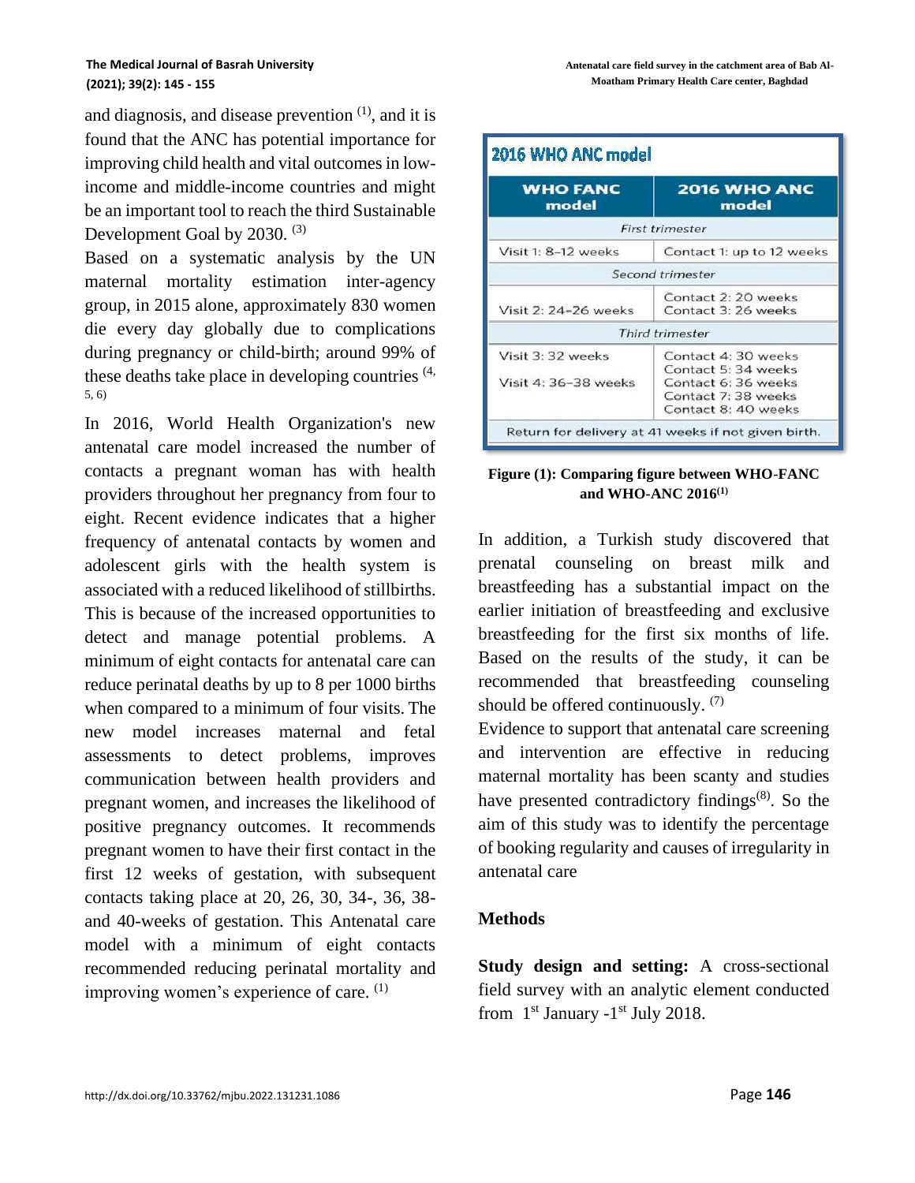and diagnosis, and disease prevention [1], and it is found that the ANC has potential importance for improving child health and vital outcomes in low-income and middle-income countries and might be an important tool to reach the third Sustainable Development Goal by 2030. [3]

Based on a systematic analysis by the UN maternal mortality estimation inter-agency group, in 2015 alone, approximately 830 women die every day globally due to complications during pregnancy or child-birth; around 99% of these deaths take place in developing countries [4, 5, 6]

In 2016, World Health Organization's new antenatal care model increased the number of contacts a pregnant woman has with health providers throughout her pregnancy from four to eight. Recent evidence indicates that a higher frequency of antenatal contacts by women and adolescent girls with the health system is associated with a reduced likelihood of stillbirths. This is because of the increased opportunities to detect and manage potential problems. A minimum of eight contacts for antenatal care can reduce perinatal deaths by up to 8 per 1000 births when compared to a minimum of four visits. The new model increases maternal and fetal assessments to detect problems, improves communication between health providers and pregnant women, and increases the likelihood of positive pregnancy outcomes. It recommends pregnant women to have their first contact in the first 12 weeks of gestation, with subsequent contacts taking place at 20, 26, 30, 34-, 36, 38- and 40-weeks of gestation. This Antenatal care model with a minimum of eight contacts recommended reducing perinatal mortality and improving women's experience of care. [1]

**2016 WHO ANC model**

| WHO FANC model | 2016 WHO ANC model |
|---|---|
| *First trimester* | |
| Visit 1: 8–12 weeks | Contact 1: up to 12 weeks |
| *Second trimester* | |
| Visit 2: 24–26 weeks | Contact 2: 20 weeks<br>Contact 3: 26 weeks |
| *Third trimester* | |
| Visit 3: 32 weeks<br>Visit 4: 36–38 weeks | Contact 4: 30 weeks<br>Contact 5: 34 weeks<br>Contact 6: 36 weeks<br>Contact 7: 38 weeks<br>Contact 8: 40 weeks |
| Return for delivery at 41 weeks if not given birth. | |

**Figure (1): Comparing figure between WHO-FANC and WHO-ANC 2016[1]**

In addition, a Turkish study discovered that prenatal counseling on breast milk and breastfeeding has a substantial impact on the earlier initiation of breastfeeding and exclusive breastfeeding for the first six months of life. Based on the results of the study, it can be recommended that breastfeeding counseling should be offered continuously. [7]

Evidence to support that antenatal care screening and intervention are effective in reducing maternal mortality has been scanty and studies have presented contradictory findings[8]. So the aim of this study was to identify the percentage of booking regularity and causes of irregularity in antenatal care

## Methods

**Study design and setting:** A cross-sectional field survey with an analytic element conducted from 1st January -1st July 2018.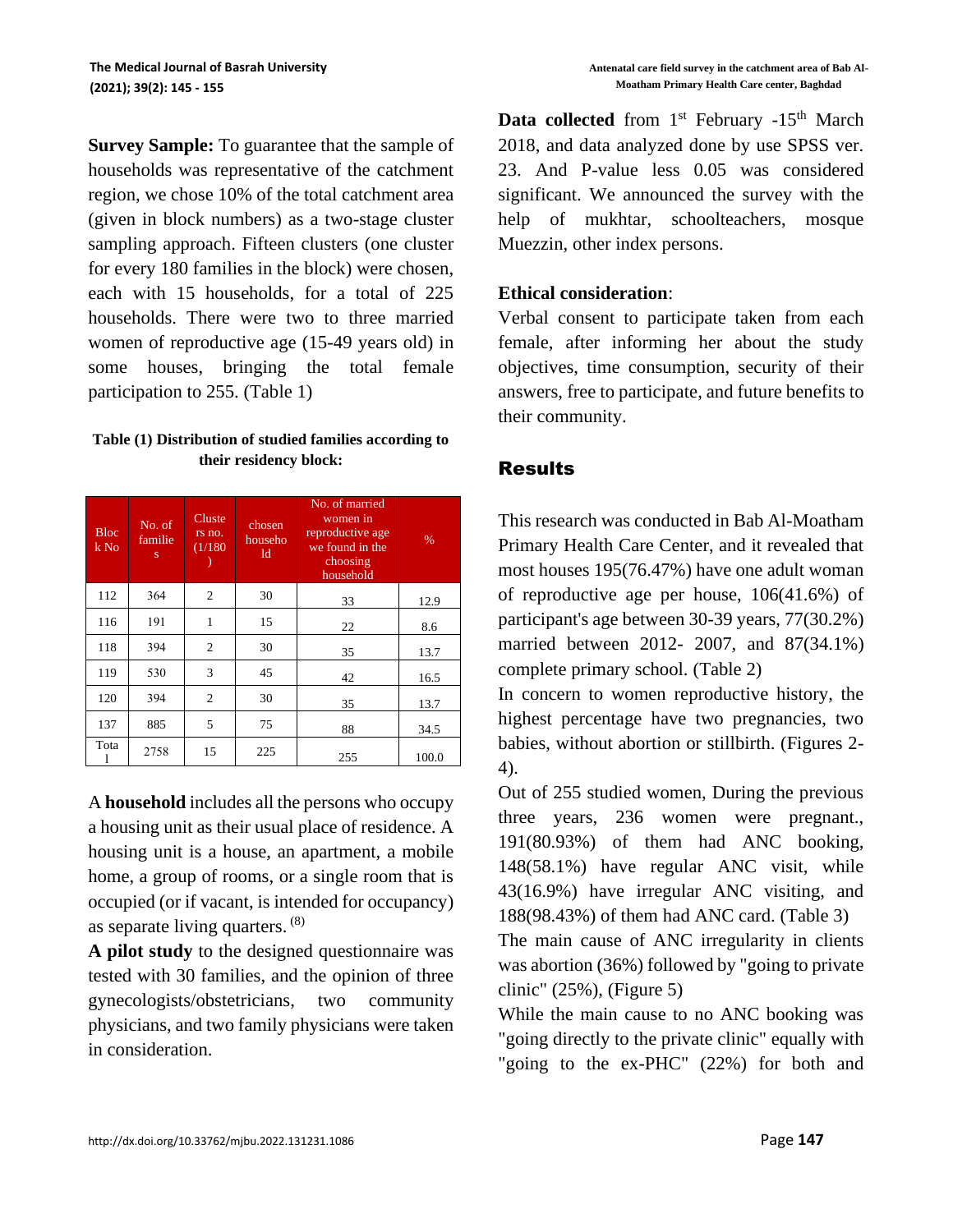**Survey Sample:** To guarantee that the sample of households was representative of the catchment region, we chose 10% of the total catchment area (given in block numbers) as a two-stage cluster sampling approach. Fifteen clusters (one cluster for every 180 families in the block) were chosen, each with 15 households, for a total of 225 households. There were two to three married women of reproductive age (15-49 years old) in some houses, bringing the total female participation to 255. (Table 1)

**Table (1) Distribution of studied families according to their residency block:**

| Block No | No. of families | Clusters no. (1/180) | chosen household | No. of married women in reproductive age we found in the choosing household | % |
|---|---|---|---|---|---|
| 112 | 364 | 2 | 30 | 33 | 12.9 |
| 116 | 191 | 1 | 15 | 22 | 8.6 |
| 118 | 394 | 2 | 30 | 35 | 13.7 |
| 119 | 530 | 3 | 45 | 42 | 16.5 |
| 120 | 394 | 2 | 30 | 35 | 13.7 |
| 137 | 885 | 5 | 75 | 88 | 34.5 |
| Total | 2758 | 15 | 225 | 255 | 100.0 |

A **household** includes all the persons who occupy a housing unit as their usual place of residence. A housing unit is a house, an apartment, a mobile home, a group of rooms, or a single room that is occupied (or if vacant, is intended for occupancy) as separate living quarters. [8]

**A pilot study** to the designed questionnaire was tested with 30 families, and the opinion of three gynecologists/obstetricians, two community physicians, and two family physicians were taken in consideration.

**Data collected** from 1st February -15th March 2018, and data analyzed done by use SPSS ver. 23. And P-value less 0.05 was considered significant. We announced the survey with the help of mukhtar, schoolteachers, mosque Muezzin, other index persons.

**Ethical consideration**:

Verbal consent to participate taken from each female, after informing her about the study objectives, time consumption, security of their answers, free to participate, and future benefits to their community.

## Results

This research was conducted in Bab Al-Moatham Primary Health Care Center, and it revealed that most houses 195(76.47%) have one adult woman of reproductive age per house, 106(41.6%) of participant's age between 30-39 years, 77(30.2%) married between 2012- 2007, and 87(34.1%) complete primary school. (Table 2)

In concern to women reproductive history, the highest percentage have two pregnancies, two babies, without abortion or stillbirth. (Figures 2-4).

Out of 255 studied women, During the previous three years, 236 women were pregnant., 191(80.93%) of them had ANC booking, 148(58.1%) have regular ANC visit, while 43(16.9%) have irregular ANC visiting, and 188(98.43%) of them had ANC card. (Table 3)

The main cause of ANC irregularity in clients was abortion (36%) followed by "going to private clinic" (25%), (Figure 5)

While the main cause to no ANC booking was "going directly to the private clinic" equally with "going to the ex-PHC" (22%) for both and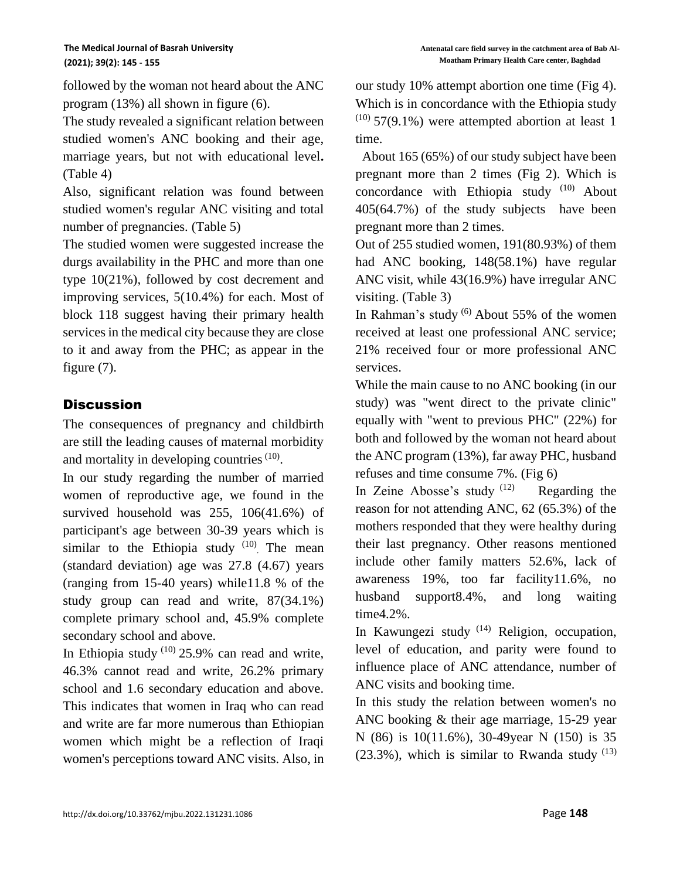followed by the woman not heard about the ANC program (13%) all shown in figure (6).

The study revealed a significant relation between studied women's ANC booking and their age, marriage years, but not with educational level**.** (Table 4)

Also, significant relation was found between studied women's regular ANC visiting and total number of pregnancies. (Table 5)

The studied women were suggested increase the durgs availability in the PHC and more than one type 10(21%), followed by cost decrement and improving services, 5(10.4%) for each. Most of block 118 suggest having their primary health services in the medical city because they are close to it and away from the PHC; as appear in the figure (7).

## Discussion

The consequences of pregnancy and childbirth are still the leading causes of maternal morbidity and mortality in developing countries [10].

In our study regarding the number of married women of reproductive age, we found in the survived household was 255, 106(41.6%) of participant's age between 30-39 years which is similar to the Ethiopia study [10]. The mean (standard deviation) age was 27.8 (4.67) years (ranging from 15-40 years) while11.8 % of the study group can read and write, 87(34.1%) complete primary school and, 45.9% complete secondary school and above.

In Ethiopia study [10] 25.9% can read and write, 46.3% cannot read and write, 26.2% primary school and 1.6 secondary education and above. This indicates that women in Iraq who can read and write are far more numerous than Ethiopian women which might be a reflection of Iraqi women's perceptions toward ANC visits. Also, in our study 10% attempt abortion one time (Fig 4). Which is in concordance with the Ethiopia study [10] 57(9.1%) were attempted abortion at least 1 time.

About 165 (65%) of our study subject have been pregnant more than 2 times (Fig 2). Which is concordance with Ethiopia study [10] About 405(64.7%) of the study subjects have been pregnant more than 2 times.

Out of 255 studied women, 191(80.93%) of them had ANC booking, 148(58.1%) have regular ANC visit, while 43(16.9%) have irregular ANC visiting. (Table 3)

In Rahman's study [6] About 55% of the women received at least one professional ANC service; 21% received four or more professional ANC services.

While the main cause to no ANC booking (in our study) was "went direct to the private clinic" equally with "went to previous PHC" (22%) for both and followed by the woman not heard about the ANC program (13%), far away PHC, husband refuses and time consume 7%. (Fig 6)

In Zeine Abosse's study [12] Regarding the reason for not attending ANC, 62 (65.3%) of the mothers responded that they were healthy during their last pregnancy. Other reasons mentioned include other family matters 52.6%, lack of awareness 19%, too far facility11.6%, no husband support8.4%, and long waiting time4.2%.

In Kawungezi study [14] Religion, occupation, level of education, and parity were found to influence place of ANC attendance, number of ANC visits and booking time.

In this study the relation between women's no ANC booking & their age marriage, 15-29 year N (86) is 10(11.6%), 30-49year N (150) is 35 (23.3%), which is similar to Rwanda study [13]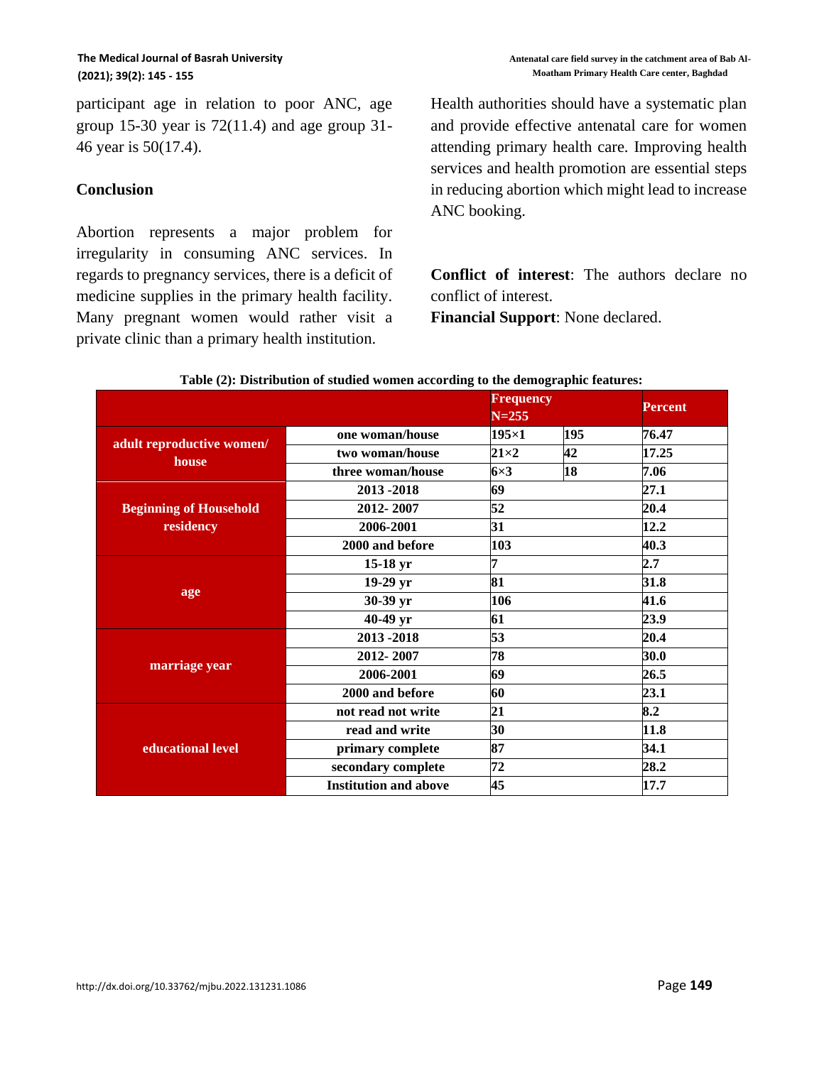participant age in relation to poor ANC, age group 15-30 year is 72(11.4) and age group 31-46 year is 50(17.4).

## Conclusion

Abortion represents a major problem for irregularity in consuming ANC services. In regards to pregnancy services, there is a deficit of medicine supplies in the primary health facility. Many pregnant women would rather visit a private clinic than a primary health institution.

Health authorities should have a systematic plan and provide effective antenatal care for women attending primary health care. Improving health services and health promotion are essential steps in reducing abortion which might lead to increase ANC booking.

**Conflict of interest**: The authors declare no conflict of interest.
**Financial Support**: None declared.

**Table (2): Distribution of studied women according to the demographic features:**

| | | Frequency N=255 | | Percent |
|---|---|---|---|---|
| adult reproductive women/ house | one woman/house | 195×1 | 195 | 76.47 |
| | two woman/house | 21×2 | 42 | 17.25 |
| | three woman/house | 6×3 | 18 | 7.06 |
| Beginning of Household residency | 2013 -2018 | 69 | | 27.1 |
| | 2012- 2007 | 52 | | 20.4 |
| | 2006-2001 | 31 | | 12.2 |
| | 2000 and before | 103 | | 40.3 |
| age | 15-18 yr | 7 | | 2.7 |
| | 19-29 yr | 81 | | 31.8 |
| | 30-39 yr | 106 | | 41.6 |
| | 40-49 yr | 61 | | 23.9 |
| marriage year | 2013 -2018 | 53 | | 20.4 |
| | 2012- 2007 | 78 | | 30.0 |
| | 2006-2001 | 69 | | 26.5 |
| | 2000 and before | 60 | | 23.1 |
| educational level | not read not write | 21 | | 8.2 |
| | read and write | 30 | | 11.8 |
| | primary complete | 87 | | 34.1 |
| | secondary complete | 72 | | 28.2 |
| | Institution and above | 45 | | 17.7 |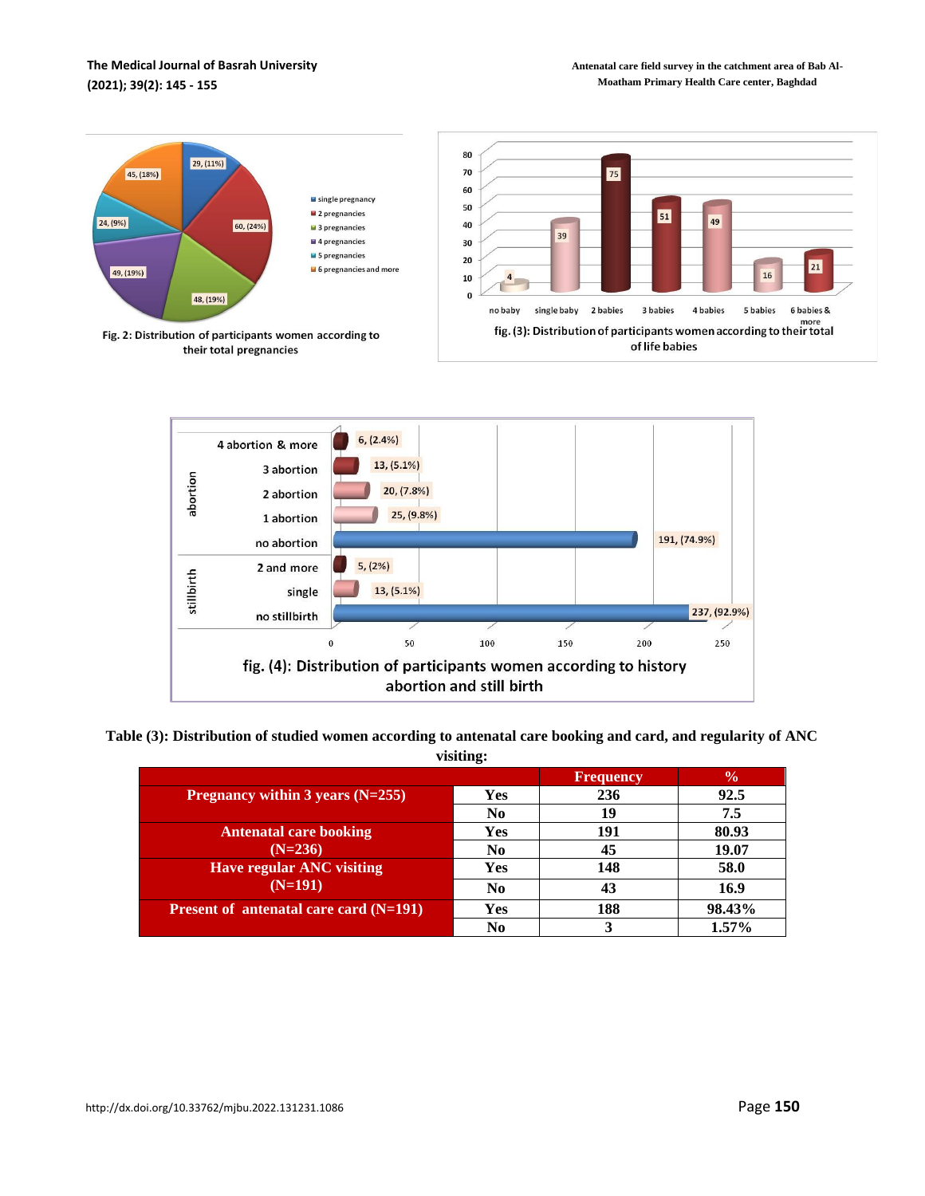Fig. 2: Distribution of participants women according to their total pregnancies

fig. (3): Distribution of participants women according to their total of life babies

fig. (4): Distribution of participants women according to history abortion and still birth

**Table (3): Distribution of studied women according to antenatal care booking and card, and regularity of ANC visiting:**

| | | Frequency | % |
|---|---|---|---|
| Pregnancy within 3 years (N=255) | Yes | 236 | 92.5 |
| | No | 19 | 7.5 |
| Antenatal care booking (N=236) | Yes | 191 | 80.93 |
| | No | 45 | 19.07 |
| Have regular ANC visiting (N=191) | Yes | 148 | 58.0 |
| | No | 43 | 16.9 |
| Present of antenatal care card (N=191) | Yes | 188 | 98.43% |
| | No | 3 | 1.57% |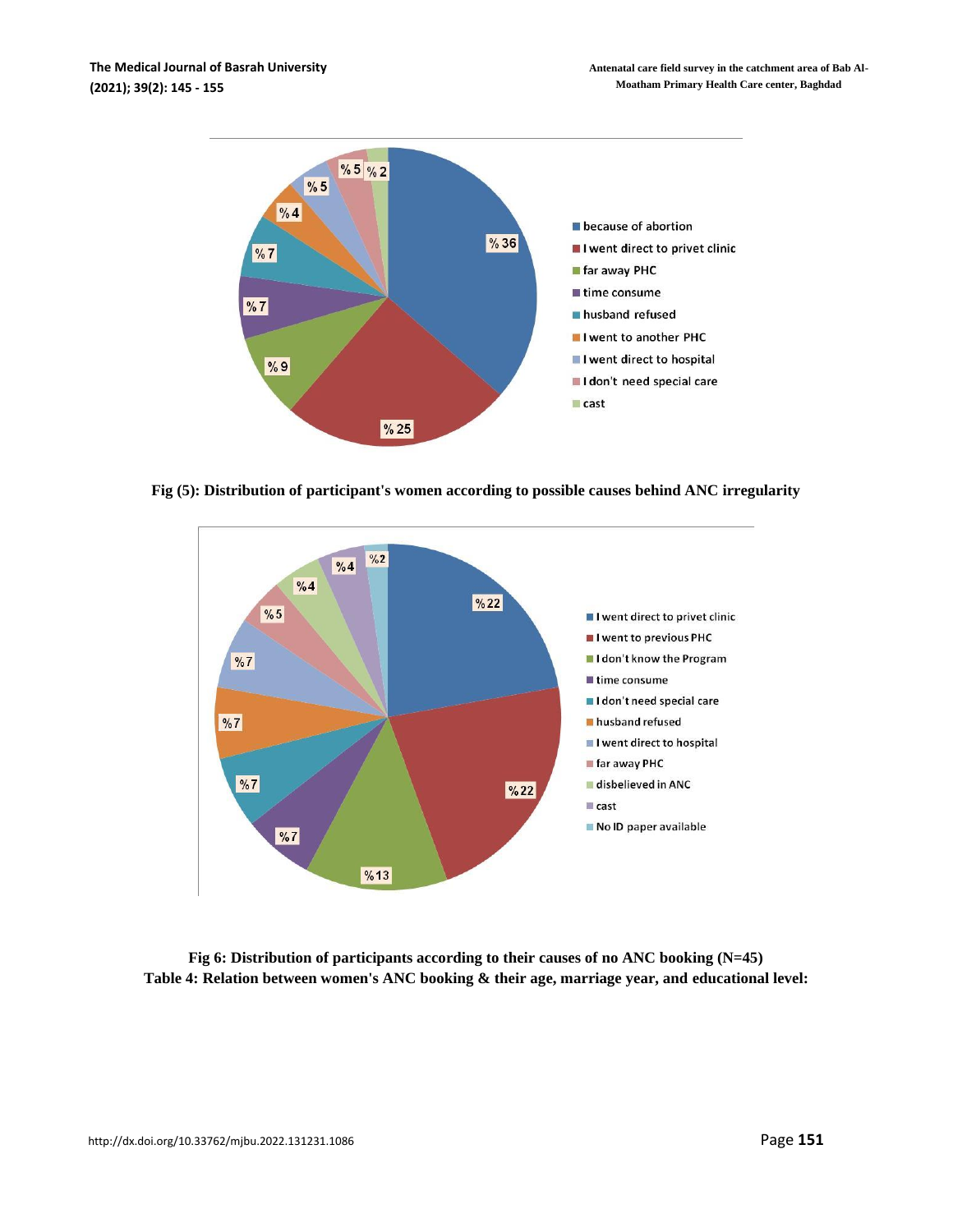Fig (5): Distribution of participant's women according to possible causes behind ANC irregularity

Fig 6: Distribution of participants according to their causes of no ANC booking (N=45)

**Table 4: Relation between women's ANC booking & their age, marriage year, and educational level:**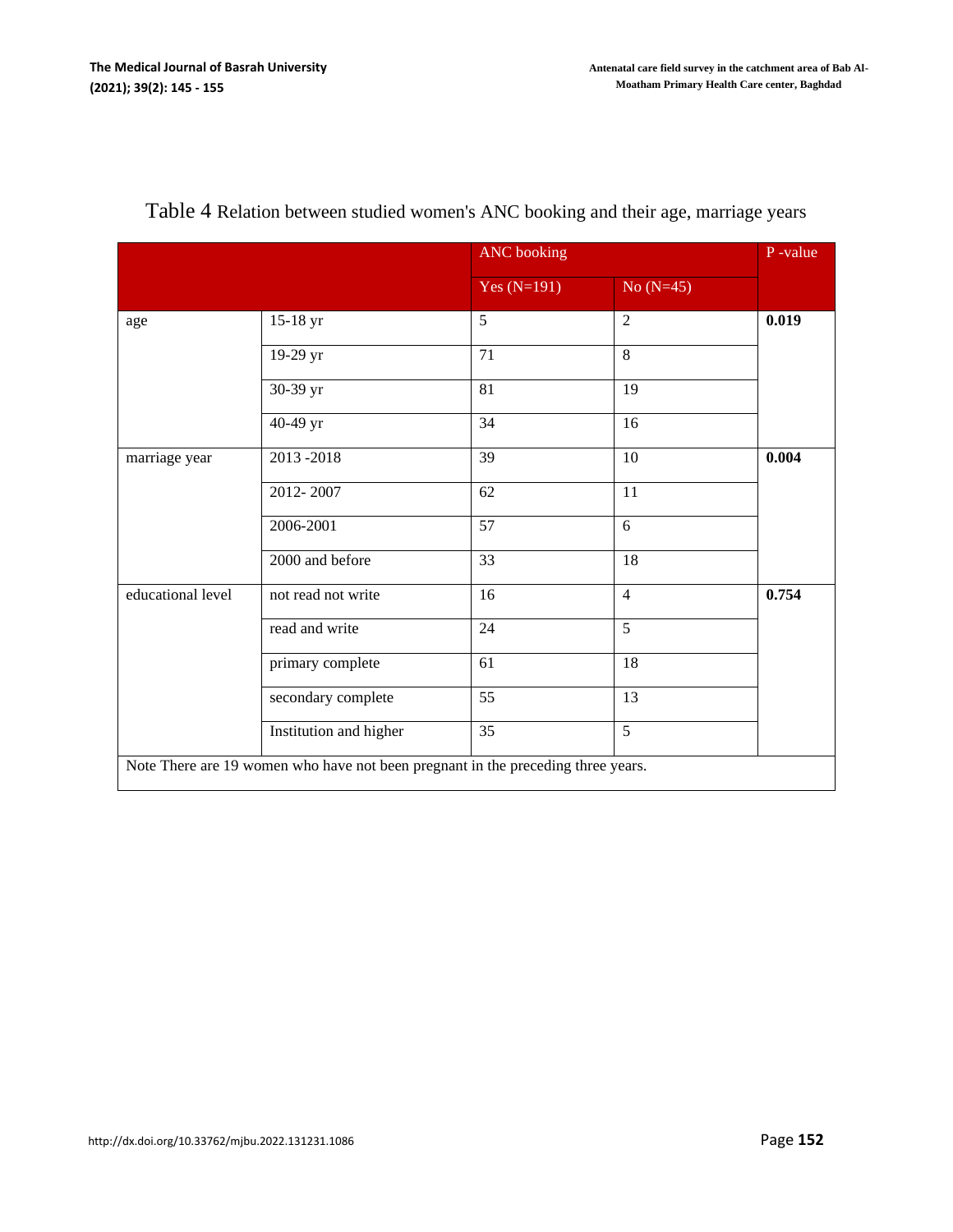Table 4 Relation between studied women's ANC booking and their age, marriage years

| | | ANC booking | | P -value |
|---|---|---|---|---|
| | | Yes (N=191) | No (N=45) | |
| age | 15-18 yr | 5 | 2 | **0.019** |
| | 19-29 yr | 71 | 8 | |
| | 30-39 yr | 81 | 19 | |
| | 40-49 yr | 34 | 16 | |
| marriage year | 2013 -2018 | 39 | 10 | **0.004** |
| | 2012- 2007 | 62 | 11 | |
| | 2006-2001 | 57 | 6 | |
| | 2000 and before | 33 | 18 | |
| educational level | not read not write | 16 | 4 | **0.754** |
| | read and write | 24 | 5 | |
| | primary complete | 61 | 18 | |
| | secondary complete | 55 | 13 | |
| | Institution and higher | 35 | 5 | |
| Note There are 19 women who have not been pregnant in the preceding three years. | | | | |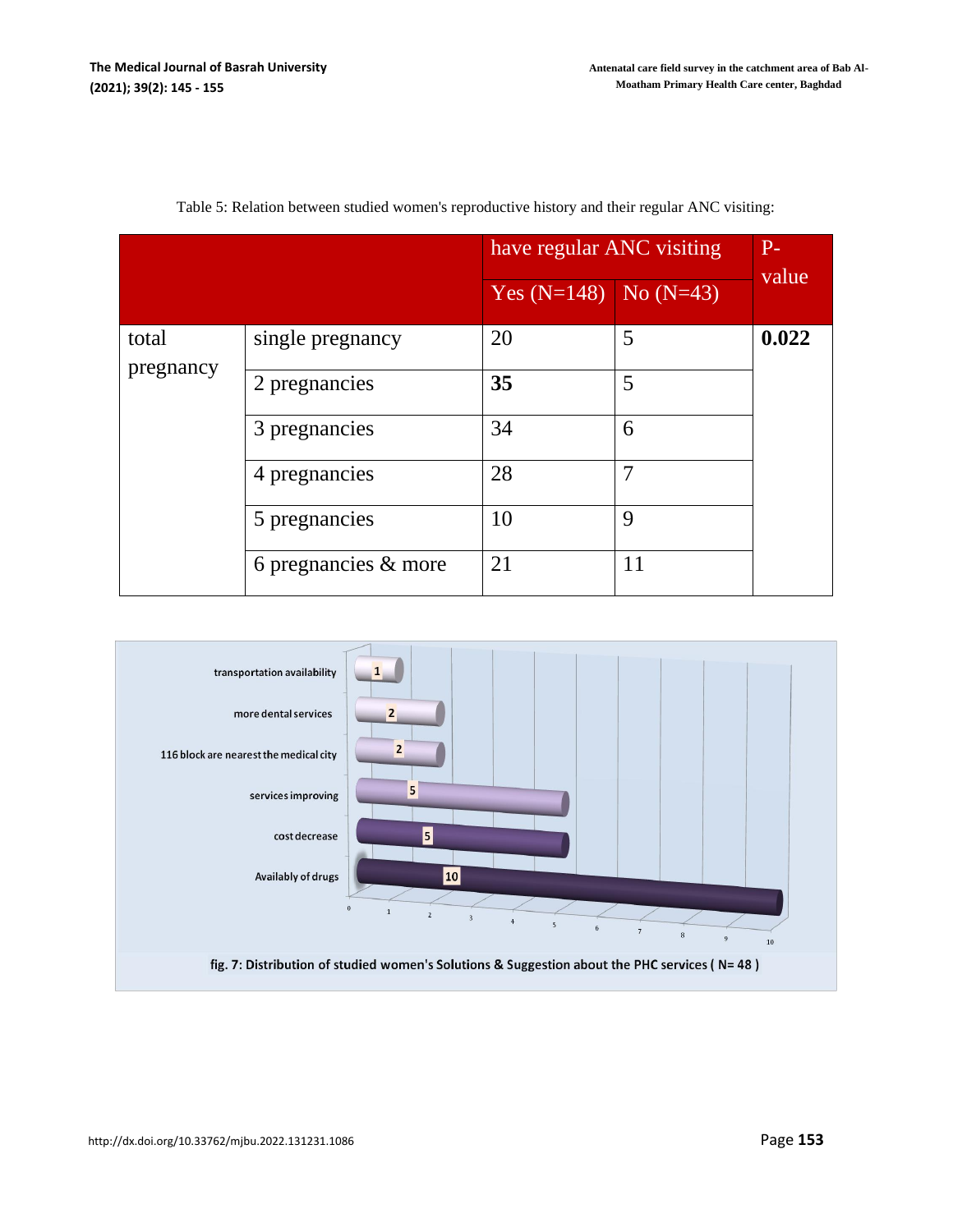Table 5: Relation between studied women's reproductive history and their regular ANC visiting:

| | | have regular ANC visiting | | P-value |
|---|---|---|---|---|
| | | Yes (N=148) | No (N=43) | |
| total pregnancy | single pregnancy | 20 | 5 | **0.022** |
| | 2 pregnancies | **35** | 5 | |
| | 3 pregnancies | 34 | 6 | |
| | 4 pregnancies | 28 | 7 | |
| | 5 pregnancies | 10 | 9 | |
| | 6 pregnancies & more | 21 | 11 | |

| Solution & Suggestion | Number |
|---|---|
| transportation availability | 1 |
| more dental services | 2 |
| 116 block are nearest the medical city | 2 |
| services improving | 5 |
| cost decrease | 5 |
| Availably of drugs | 10 |

**fig. 7: Distribution of studied women's Solutions & Suggestion about the PHC services ( N= 48 )**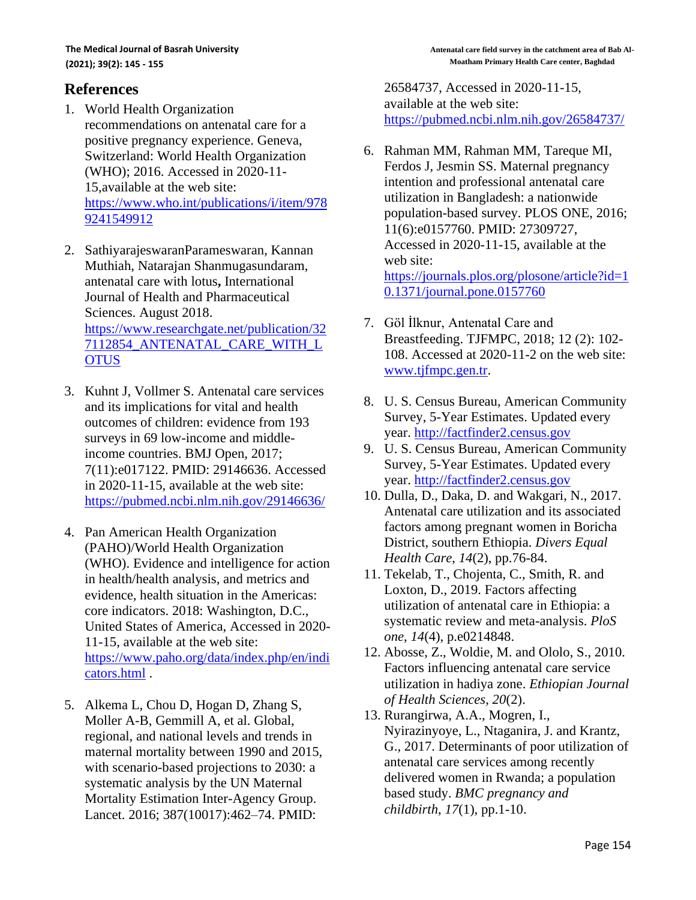## References

1. World Health Organization recommendations on antenatal care for a positive pregnancy experience. Geneva, Switzerland: World Health Organization (WHO); 2016. Accessed in 2020-11-15,available at the web site: https://www.who.int/publications/i/item/9789241549912

2. SathiyarajeswaranParameswaran, Kannan Muthiah, Natarajan Shanmugasundaram, antenatal care with lotus**,** International Journal of Health and Pharmaceutical Sciences. August 2018. https://www.researchgate.net/publication/327112854_ANTENATAL_CARE_WITH_LOTUS

3. Kuhnt J, Vollmer S. Antenatal care services and its implications for vital and health outcomes of children: evidence from 193 surveys in 69 low-income and middle-income countries. BMJ Open, 2017; 7(11):e017122. PMID: 29146636. Accessed in 2020-11-15, available at the web site: https://pubmed.ncbi.nlm.nih.gov/29146636/

4. Pan American Health Organization (PAHO)/World Health Organization (WHO). Evidence and intelligence for action in health/health analysis, and metrics and evidence, health situation in the Americas: core indicators. 2018: Washington, D.C., United States of America, Accessed in 2020-11-15, available at the web site: https://www.paho.org/data/index.php/en/indicators.html .

5. Alkema L, Chou D, Hogan D, Zhang S, Moller A-B, Gemmill A, et al. Global, regional, and national levels and trends in maternal mortality between 1990 and 2015, with scenario-based projections to 2030: a systematic analysis by the UN Maternal Mortality Estimation Inter-Agency Group. Lancet. 2016; 387(10017):462–74. PMID: 26584737, Accessed in 2020-11-15, available at the web site: https://pubmed.ncbi.nlm.nih.gov/26584737/

6. Rahman MM, Rahman MM, Tareque MI, Ferdos J, Jesmin SS. Maternal pregnancy intention and professional antenatal care utilization in Bangladesh: a nationwide population-based survey. PLOS ONE, 2016; 11(6):e0157760. PMID: 27309727, Accessed in 2020-11-15, available at the web site: https://journals.plos.org/plosone/article?id=10.1371/journal.pone.0157760

7. Göl İlknur, Antenatal Care and Breastfeeding. TJFMPC, 2018; 12 (2): 102-108. Accessed at 2020-11-2 on the web site: www.tjfmpc.gen.tr.

8. U. S. Census Bureau, American Community Survey, 5-Year Estimates. Updated every year. http://factfinder2.census.gov
9. U. S. Census Bureau, American Community Survey, 5-Year Estimates. Updated every year. http://factfinder2.census.gov
10. Dulla, D., Daka, D. and Wakgari, N., 2017. Antenatal care utilization and its associated factors among pregnant women in Boricha District, southern Ethiopia. *Divers Equal Health Care*, *14*(2), pp.76-84.
11. Tekelab, T., Chojenta, C., Smith, R. and Loxton, D., 2019. Factors affecting utilization of antenatal care in Ethiopia: a systematic review and meta-analysis. *PloS one*, *14*(4), p.e0214848.
12. Abosse, Z., Woldie, M. and Ololo, S., 2010. Factors influencing antenatal care service utilization in hadiya zone. *Ethiopian Journal of Health Sciences*, *20*(2).
13. Rurangirwa, A.A., Mogren, I., Nyirazinyoye, L., Ntaganira, J. and Krantz, G., 2017. Determinants of poor utilization of antenatal care services among recently delivered women in Rwanda; a population based study. *BMC pregnancy and childbirth*, *17*(1), pp.1-10.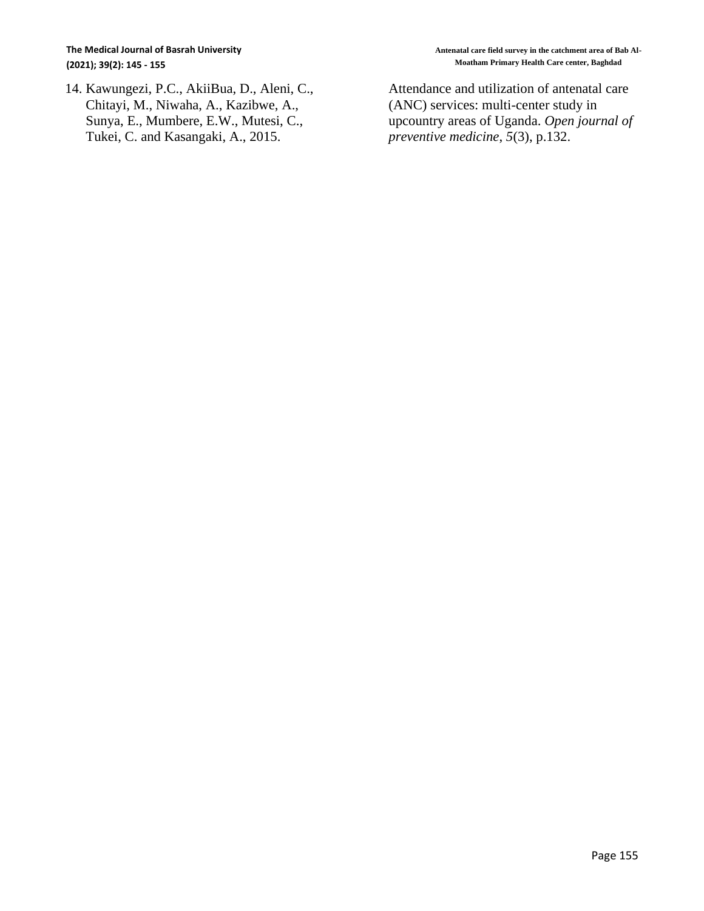14. Kawungezi, P.C., AkiiBua, D., Aleni, C., Chitayi, M., Niwaha, A., Kazibwe, A., Sunya, E., Mumbere, E.W., Mutesi, C., Tukei, C. and Kasangaki, A., 2015. Attendance and utilization of antenatal care (ANC) services: multi-center study in upcountry areas of Uganda. *Open journal of preventive medicine*, *5*(3), p.132.